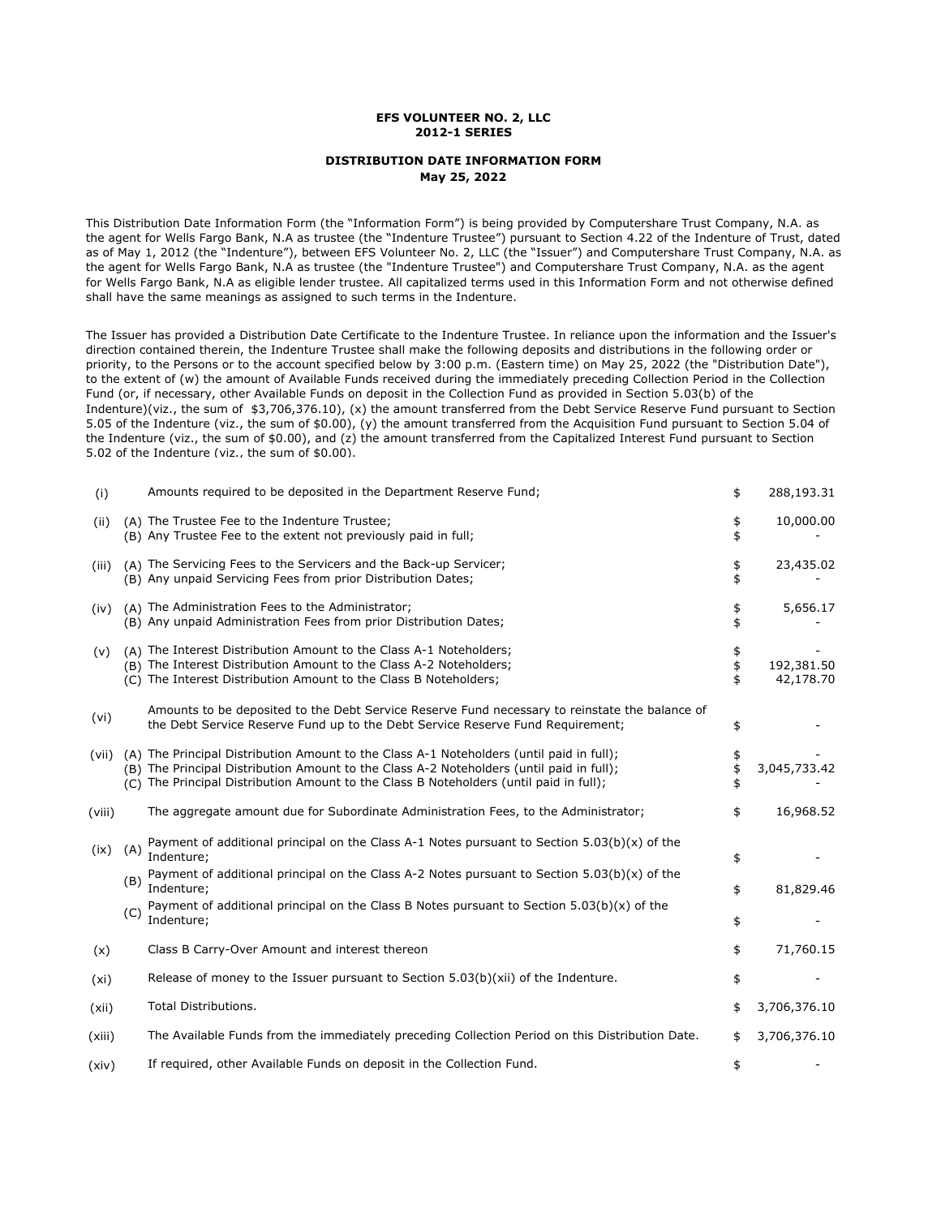**EFS VOLUNTEER NO. 2, LLC**
**2012-1 SERIES**

**DISTRIBUTION DATE INFORMATION FORM**
**May 25, 2022**

This Distribution Date Information Form (the "Information Form") is being provided by Computershare Trust Company, N.A. as the agent for Wells Fargo Bank, N.A as trustee (the "Indenture Trustee") pursuant to Section 4.22 of the Indenture of Trust, dated as of May 1, 2012 (the "Indenture"), between EFS Volunteer No. 2, LLC (the "Issuer") and Computershare Trust Company, N.A. as the agent for Wells Fargo Bank, N.A as trustee (the "Indenture Trustee") and Computershare Trust Company, N.A. as the agent for Wells Fargo Bank, N.A as eligible lender trustee. All capitalized terms used in this Information Form and not otherwise defined shall have the same meanings as assigned to such terms in the Indenture.

The Issuer has provided a Distribution Date Certificate to the Indenture Trustee. In reliance upon the information and the Issuer's direction contained therein, the Indenture Trustee shall make the following deposits and distributions in the following order or priority, to the Persons or to the account specified below by 3:00 p.m. (Eastern time) on May 25, 2022 (the "Distribution Date"), to the extent of (w) the amount of Available Funds received during the immediately preceding Collection Period in the Collection Fund (or, if necessary, other Available Funds on deposit in the Collection Fund as provided in Section 5.03(b) of the Indenture)(viz., the sum of $3,706,376.10), (x) the amount transferred from the Debt Service Reserve Fund pursuant to Section 5.05 of the Indenture (viz., the sum of $0.00), (y) the amount transferred from the Acquisition Fund pursuant to Section 5.04 of the Indenture (viz., the sum of $0.00), and (z) the amount transferred from the Capitalized Interest Fund pursuant to Section 5.02 of the Indenture (viz., the sum of $0.00).

| | | | | |
|---|---|---|---|---|
| (i) | | Amounts required to be deposited in the Department Reserve Fund; | $ | 288,193.31 |
| (ii) | (A) | The Trustee Fee to the Indenture Trustee; | $ | 10,000.00 |
| | (B) | Any Trustee Fee to the extent not previously paid in full; | $ | - |
| (iii) | (A) | The Servicing Fees to the Servicers and the Back-up Servicer; | $ | 23,435.02 |
| | (B) | Any unpaid Servicing Fees from prior Distribution Dates; | $ | - |
| (iv) | (A) | The Administration Fees to the Administrator; | $ | 5,656.17 |
| | (B) | Any unpaid Administration Fees from prior Distribution Dates; | $ | - |
| (v) | (A) | The Interest Distribution Amount to the Class A-1 Noteholders; | $ | - |
| | (B) | The Interest Distribution Amount to the Class A-2 Noteholders; | $ | 192,381.50 |
| | (C) | The Interest Distribution Amount to the Class B Noteholders; | $ | 42,178.70 |
| (vi) | | Amounts to be deposited to the Debt Service Reserve Fund necessary to reinstate the balance of the Debt Service Reserve Fund up to the Debt Service Reserve Fund Requirement; | $ | - |
| (vii) | (A) | The Principal Distribution Amount to the Class A-1 Noteholders (until paid in full); | $ | - |
| | (B) | The Principal Distribution Amount to the Class A-2 Noteholders (until paid in full); | $ | 3,045,733.42 |
| | (C) | The Principal Distribution Amount to the Class B Noteholders (until paid in full); | $ | - |
| (viii) | | The aggregate amount due for Subordinate Administration Fees, to the Administrator; | $ | 16,968.52 |
| (ix) | (A) | Payment of additional principal on the Class A-1 Notes pursuant to Section 5.03(b)(x) of the Indenture; | $ | - |
| | (B) | Payment of additional principal on the Class A-2 Notes pursuant to Section 5.03(b)(x) of the Indenture; | $ | 81,829.46 |
| | (C) | Payment of additional principal on the Class B Notes pursuant to Section 5.03(b)(x) of the Indenture; | $ | - |
| (x) | | Class B Carry-Over Amount and interest thereon | $ | 71,760.15 |
| (xi) | | Release of money to the Issuer pursuant to Section 5.03(b)(xii) of the Indenture. | $ | - |
| (xii) | | Total Distributions. | $ | 3,706,376.10 |
| (xiii) | | The Available Funds from the immediately preceding Collection Period on this Distribution Date. | $ | 3,706,376.10 |
| (xiv) | | If required, other Available Funds on deposit in the Collection Fund. | $ | - |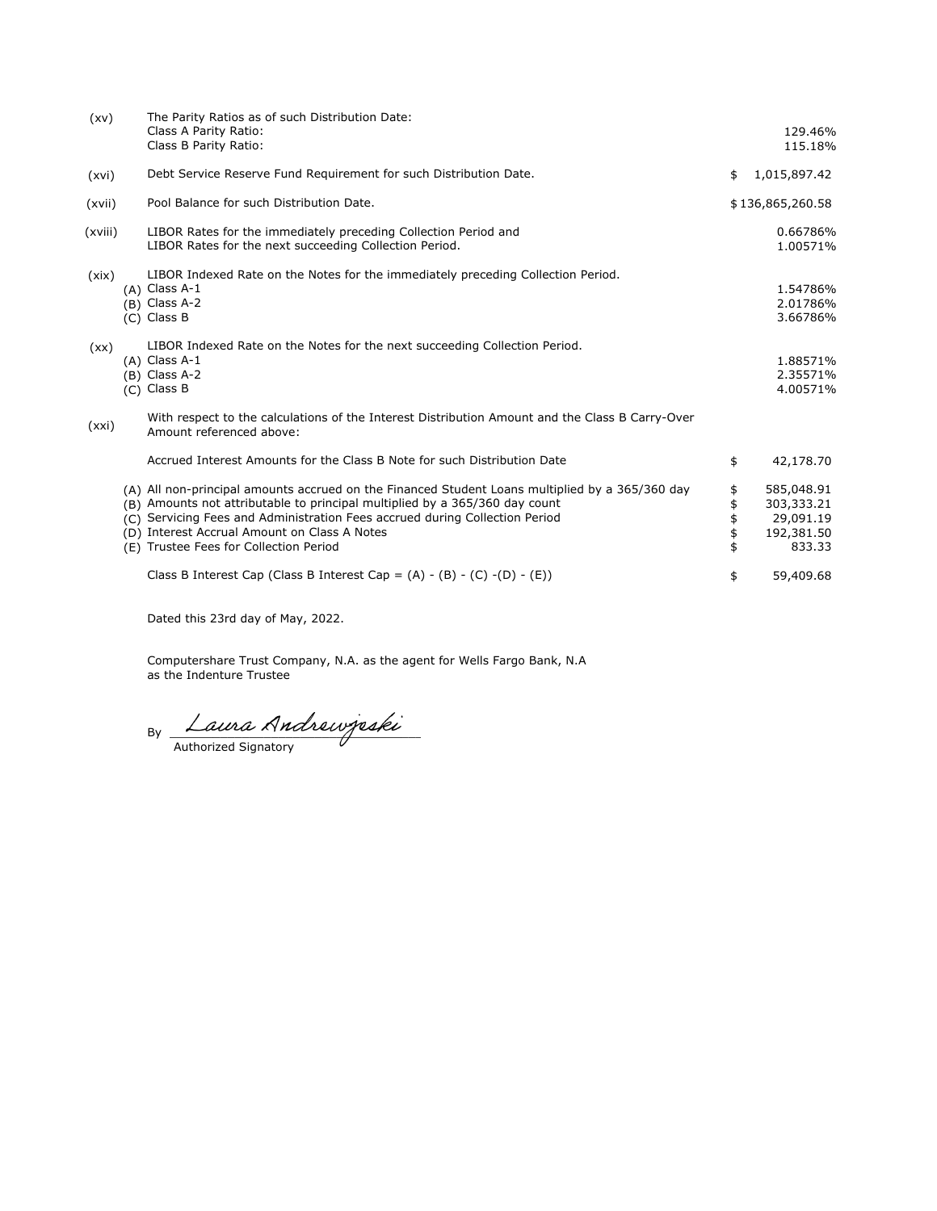| | | |
|---|---|---|
| (xv) | The Parity Ratios as of such Distribution Date:<br>Class A Parity Ratio:<br>Class B Parity Ratio: | <br>129.46%<br>115.18% |
| (xvi) | Debt Service Reserve Fund Requirement for such Distribution Date. | $ 1,015,897.42 |
| (xvii) | Pool Balance for such Distribution Date. | $ 136,865,260.58 |
| (xviii) | LIBOR Rates for the immediately preceding Collection Period and<br>LIBOR Rates for the next succeeding Collection Period. | 0.66786%<br>1.00571% |
| (xix) | LIBOR Indexed Rate on the Notes for the immediately preceding Collection Period.<br>(A) Class A-1<br>(B) Class A-2<br>(C) Class B | <br>1.54786%<br>2.01786%<br>3.66786% |
| (xx) | LIBOR Indexed Rate on the Notes for the next succeeding Collection Period.<br>(A) Class A-1<br>(B) Class A-2<br>(C) Class B | <br>1.88571%<br>2.35571%<br>4.00571% |
| (xxi) | With respect to the calculations of the Interest Distribution Amount and the Class B Carry-Over Amount referenced above: | |
| | Accrued Interest Amounts for the Class B Note for such Distribution Date | $ 42,178.70 |
| | (A) All non-principal amounts accrued on the Financed Student Loans multiplied by a 365/360 day | $ 585,048.91 |
| | (B) Amounts not attributable to principal multiplied by a 365/360 day count | $ 303,333.21 |
| | (C) Servicing Fees and Administration Fees accrued during Collection Period | $ 29,091.19 |
| | (D) Interest Accrual Amount on Class A Notes | $ 192,381.50 |
| | (E) Trustee Fees for Collection Period | $ 833.33 |
| | Class B Interest Cap (Class B Interest Cap = (A) - (B) - (C) -(D) - (E)) | $ 59,409.68 |

Dated this 23rd day of May, 2022.

Computershare Trust Company, N.A. as the agent for Wells Fargo Bank, N.A
as the Indenture Trustee

By *Laura Andrewjeski*
Authorized Signatory